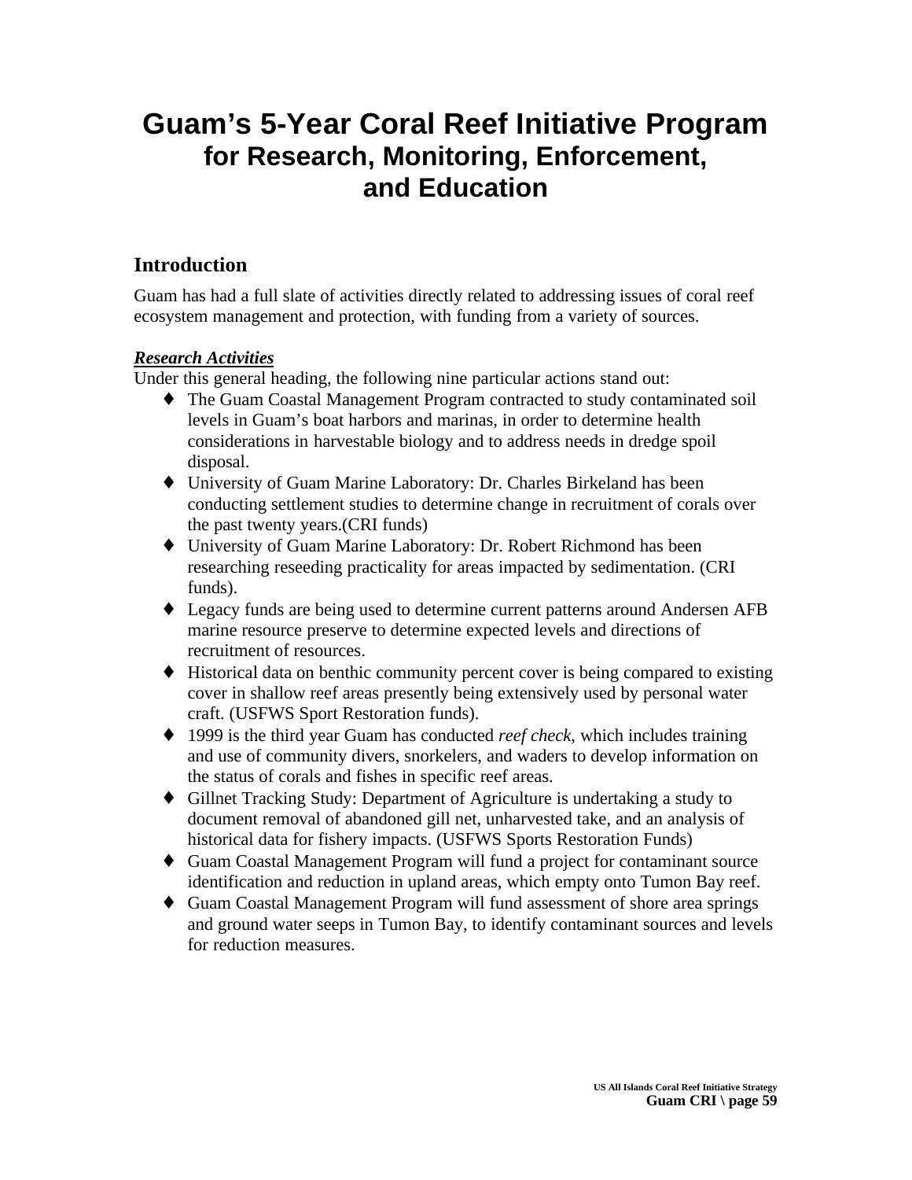# Guam's 5-Year Coral Reef Initiative Program
## for Research, Monitoring, Enforcement, and Education

## Introduction

Guam has had a full slate of activities directly related to addressing issues of coral reef ecosystem management and protection, with funding from a variety of sources.

***Research Activities***

Under this general heading, the following nine particular actions stand out:

- The Guam Coastal Management Program contracted to study contaminated soil levels in Guam's boat harbors and marinas, in order to determine health considerations in harvestable biology and to address needs in dredge spoil disposal.
- University of Guam Marine Laboratory: Dr. Charles Birkeland has been conducting settlement studies to determine change in recruitment of corals over the past twenty years.(CRI funds)
- University of Guam Marine Laboratory: Dr. Robert Richmond has been researching reseeding practicality for areas impacted by sedimentation. (CRI funds).
- Legacy funds are being used to determine current patterns around Andersen AFB marine resource preserve to determine expected levels and directions of recruitment of resources.
- Historical data on benthic community percent cover is being compared to existing cover in shallow reef areas presently being extensively used by personal water craft. (USFWS Sport Restoration funds).
- 1999 is the third year Guam has conducted *reef check*, which includes training and use of community divers, snorkelers, and waders to develop information on the status of corals and fishes in specific reef areas.
- Gillnet Tracking Study: Department of Agriculture is undertaking a study to document removal of abandoned gill net, unharvested take, and an analysis of historical data for fishery impacts. (USFWS Sports Restoration Funds)
- Guam Coastal Management Program will fund a project for contaminant source identification and reduction in upland areas, which empty onto Tumon Bay reef.
- Guam Coastal Management Program will fund assessment of shore area springs and ground water seeps in Tumon Bay, to identify contaminant sources and levels for reduction measures.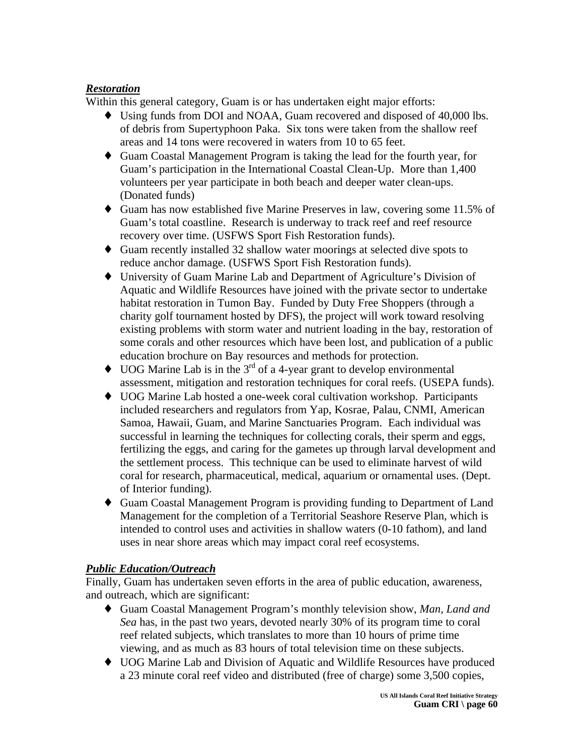***Restoration***

Within this general category, Guam is or has undertaken eight major efforts:

- Using funds from DOI and NOAA, Guam recovered and disposed of 40,000 lbs. of debris from Supertyphoon Paka. Six tons were taken from the shallow reef areas and 14 tons were recovered in waters from 10 to 65 feet.
- Guam Coastal Management Program is taking the lead for the fourth year, for Guam's participation in the International Coastal Clean-Up. More than 1,400 volunteers per year participate in both beach and deeper water clean-ups. (Donated funds)
- Guam has now established five Marine Preserves in law, covering some 11.5% of Guam's total coastline. Research is underway to track reef and reef resource recovery over time. (USFWS Sport Fish Restoration funds).
- Guam recently installed 32 shallow water moorings at selected dive spots to reduce anchor damage. (USFWS Sport Fish Restoration funds).
- University of Guam Marine Lab and Department of Agriculture's Division of Aquatic and Wildlife Resources have joined with the private sector to undertake habitat restoration in Tumon Bay. Funded by Duty Free Shoppers (through a charity golf tournament hosted by DFS), the project will work toward resolving existing problems with storm water and nutrient loading in the bay, restoration of some corals and other resources which have been lost, and publication of a public education brochure on Bay resources and methods for protection.
- UOG Marine Lab is in the 3rd of a 4-year grant to develop environmental assessment, mitigation and restoration techniques for coral reefs. (USEPA funds).
- UOG Marine Lab hosted a one-week coral cultivation workshop. Participants included researchers and regulators from Yap, Kosrae, Palau, CNMI, American Samoa, Hawaii, Guam, and Marine Sanctuaries Program. Each individual was successful in learning the techniques for collecting corals, their sperm and eggs, fertilizing the eggs, and caring for the gametes up through larval development and the settlement process. This technique can be used to eliminate harvest of wild coral for research, pharmaceutical, medical, aquarium or ornamental uses. (Dept. of Interior funding).
- Guam Coastal Management Program is providing funding to Department of Land Management for the completion of a Territorial Seashore Reserve Plan, which is intended to control uses and activities in shallow waters (0-10 fathom), and land uses in near shore areas which may impact coral reef ecosystems.

***Public Education/Outreach***

Finally, Guam has undertaken seven efforts in the area of public education, awareness, and outreach, which are significant:

- Guam Coastal Management Program's monthly television show, *Man, Land and Sea* has, in the past two years, devoted nearly 30% of its program time to coral reef related subjects, which translates to more than 10 hours of prime time viewing, and as much as 83 hours of total television time on these subjects.
- UOG Marine Lab and Division of Aquatic and Wildlife Resources have produced a 23 minute coral reef video and distributed (free of charge) some 3,500 copies,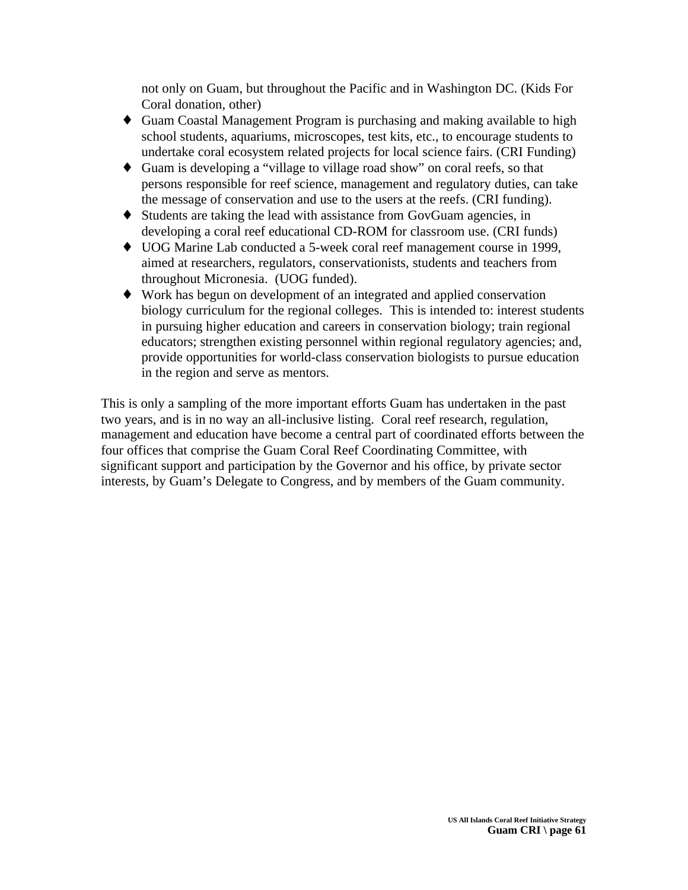not only on Guam, but throughout the Pacific and in Washington DC. (Kids For Coral donation, other)

- Guam Coastal Management Program is purchasing and making available to high school students, aquariums, microscopes, test kits, etc., to encourage students to undertake coral ecosystem related projects for local science fairs. (CRI Funding)
- Guam is developing a "village to village road show" on coral reefs, so that persons responsible for reef science, management and regulatory duties, can take the message of conservation and use to the users at the reefs. (CRI funding).
- Students are taking the lead with assistance from GovGuam agencies, in developing a coral reef educational CD-ROM for classroom use. (CRI funds)
- UOG Marine Lab conducted a 5-week coral reef management course in 1999, aimed at researchers, regulators, conservationists, students and teachers from throughout Micronesia. (UOG funded).
- Work has begun on development of an integrated and applied conservation biology curriculum for the regional colleges. This is intended to: interest students in pursuing higher education and careers in conservation biology; train regional educators; strengthen existing personnel within regional regulatory agencies; and, provide opportunities for world-class conservation biologists to pursue education in the region and serve as mentors.

This is only a sampling of the more important efforts Guam has undertaken in the past two years, and is in no way an all-inclusive listing. Coral reef research, regulation, management and education have become a central part of coordinated efforts between the four offices that comprise the Guam Coral Reef Coordinating Committee, with significant support and participation by the Governor and his office, by private sector interests, by Guam's Delegate to Congress, and by members of the Guam community.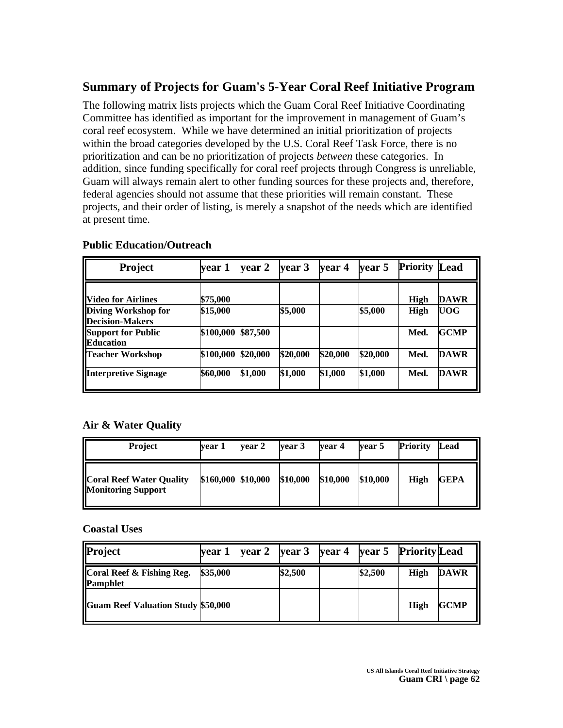## Summary of Projects for Guam's 5-Year Coral Reef Initiative Program

The following matrix lists projects which the Guam Coral Reef Initiative Coordinating Committee has identified as important for the improvement in management of Guam's coral reef ecosystem. While we have determined an initial prioritization of projects within the broad categories developed by the U.S. Coral Reef Task Force, there is no prioritization and can be no prioritization of projects *between* these categories. In addition, since funding specifically for coral reef projects through Congress is unreliable, Guam will always remain alert to other funding sources for these projects and, therefore, federal agencies should not assume that these priorities will remain constant. These projects, and their order of listing, is merely a snapshot of the needs which are identified at present time.

### Public Education/Outreach

| Project | year 1 | year 2 | year 3 | year 4 | year 5 | Priority | Lead |
|---|---|---|---|---|---|---|---|
| **Video for Airlines** | **$75,000** | | | | | **High** | **DAWR** |
| **Diving Workshop for Decision-Makers** | **$15,000** | | **$5,000** | | **$5,000** | **High** | **UOG** |
| **Support for Public Education** | **$100,000** | **$87,500** | | | | **Med.** | **GCMP** |
| **Teacher Workshop** | **$100,000** | **$20,000** | **$20,000** | **$20,000** | **$20,000** | **Med.** | **DAWR** |
| **Interpretive Signage** | **$60,000** | **$1,000** | **$1,000** | **$1,000** | **$1,000** | **Med.** | **DAWR** |

### Air & Water Quality

| Project | year 1 | year 2 | year 3 | year 4 | year 5 | Priority | Lead |
|---|---|---|---|---|---|---|---|
| **Coral Reef Water Quality Monitoring Support** | **$160,000** | **$10,000** | **$10,000** | **$10,000** | **$10,000** | **High** | **GEPA** |

### Coastal Uses

| Project | year 1 | year 2 | year 3 | year 4 | year 5 | Priority | Lead |
|---|---|---|---|---|---|---|---|
| **Coral Reef & Fishing Reg. Pamphlet** | **$35,000** | | **$2,500** | | **$2,500** | **High** | **DAWR** |
| **Guam Reef Valuation Study** | **$50,000** | | | | | **High** | **GCMP** |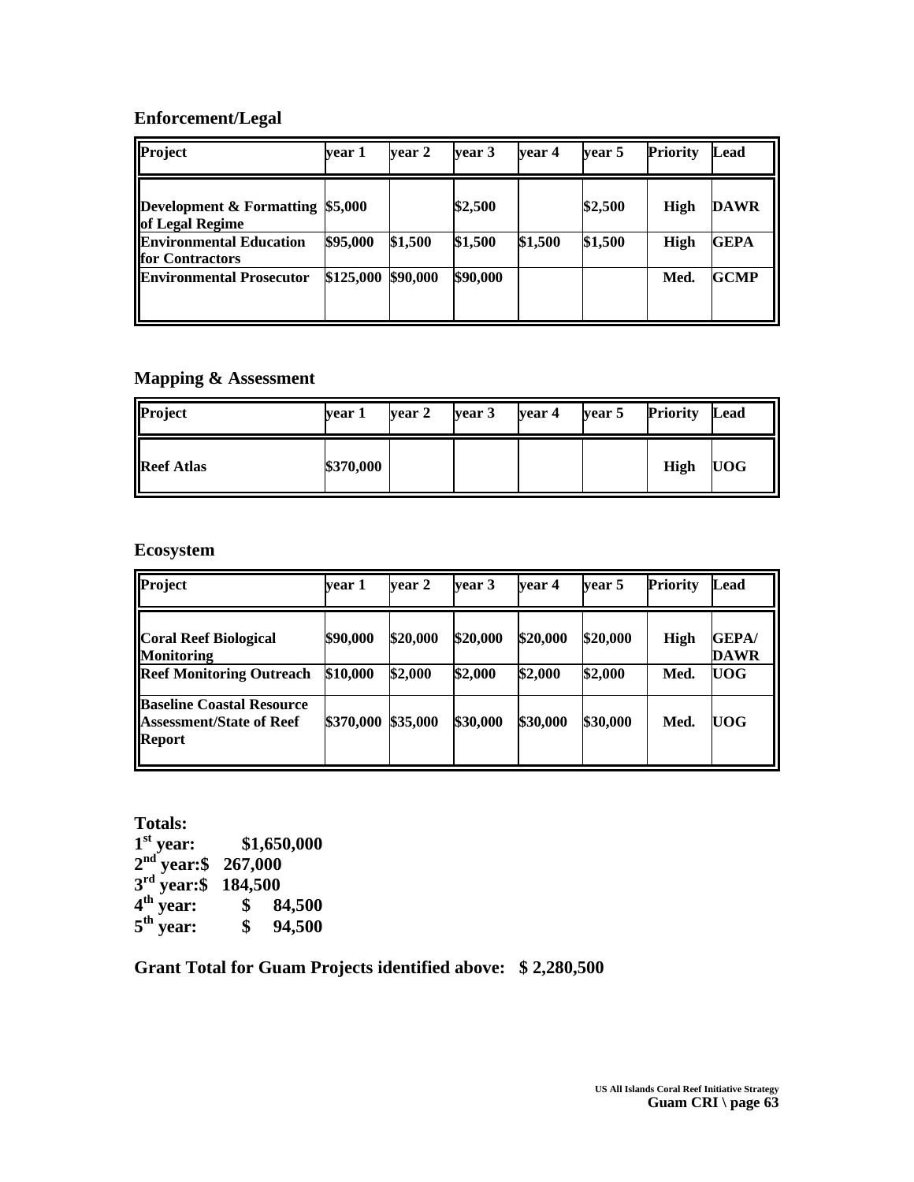## Enforcement/Legal

| Project | year 1 | year 2 | year 3 | year 4 | year 5 | Priority | Lead |
|---|---|---|---|---|---|---|---|
| **Development & Formatting of Legal Regime** | $5,000 | | $2,500 | | $2,500 | High | DAWR |
| **Environmental Education for Contractors** | $95,000 | $1,500 | $1,500 | $1,500 | $1,500 | High | GEPA |
| **Environmental Prosecutor** | $125,000 | $90,000 | $90,000 | | | Med. | GCMP |

## Mapping & Assessment

| Project | year 1 | year 2 | year 3 | year 4 | year 5 | Priority | Lead |
|---|---|---|---|---|---|---|---|
| **Reef Atlas** | $370,000 | | | | | High | UOG |

## Ecosystem

| Project | year 1 | year 2 | year 3 | year 4 | year 5 | Priority | Lead |
|---|---|---|---|---|---|---|---|
| **Coral Reef Biological Monitoring** | $90,000 | $20,000 | $20,000 | $20,000 | $20,000 | High | GEPA/ DAWR |
| **Reef Monitoring Outreach** | $10,000 | $2,000 | $2,000 | $2,000 | $2,000 | Med. | UOG |
| **Baseline Coastal Resource Assessment/State of Reef Report** | $370,000 | $35,000 | $30,000 | $30,000 | $30,000 | Med. | UOG |

**Totals:**
**1st year: $1,650,000**
**2nd year: $ 267,000**
**3rd year: $ 184,500**
**4th year: $ 84,500**
**5th year: $ 94,500**

**Grant Total for Guam Projects identified above: $ 2,280,500**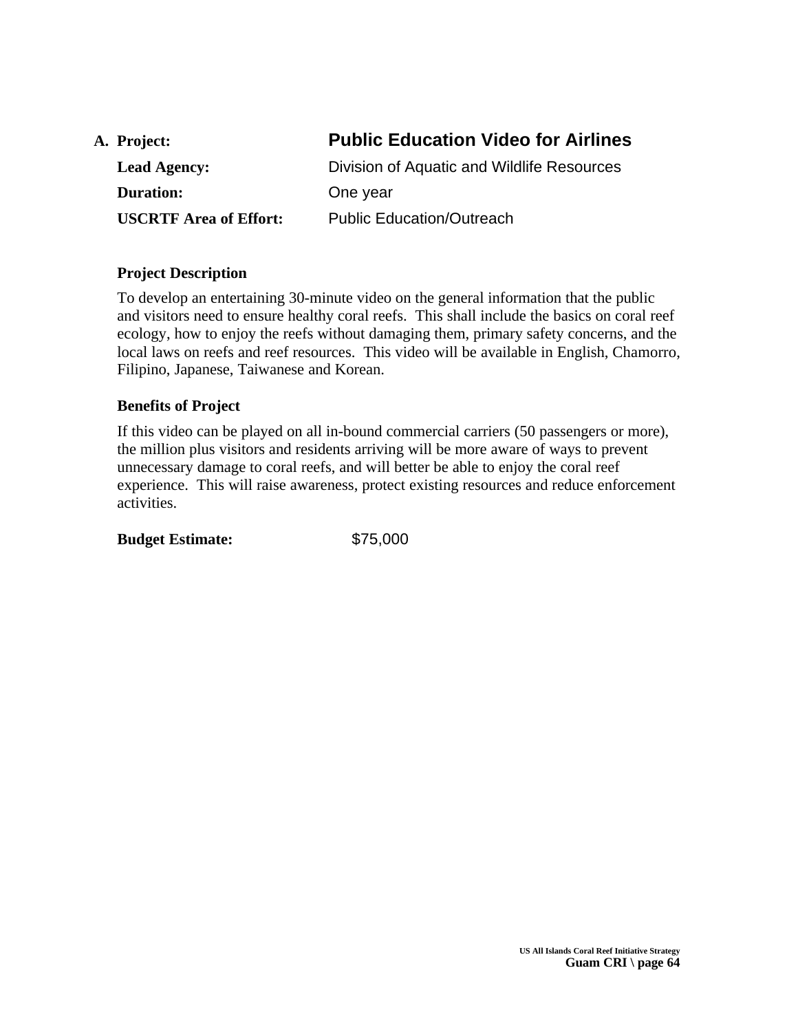**A. Project:** **Public Education Video for Airlines**

**Lead Agency:** Division of Aquatic and Wildlife Resources

**Duration:** One year

**USCRTF Area of Effort:** Public Education/Outreach

**Project Description**

To develop an entertaining 30-minute video on the general information that the public and visitors need to ensure healthy coral reefs. This shall include the basics on coral reef ecology, how to enjoy the reefs without damaging them, primary safety concerns, and the local laws on reefs and reef resources. This video will be available in English, Chamorro, Filipino, Japanese, Taiwanese and Korean.

**Benefits of Project**

If this video can be played on all in-bound commercial carriers (50 passengers or more), the million plus visitors and residents arriving will be more aware of ways to prevent unnecessary damage to coral reefs, and will better be able to enjoy the coral reef experience. This will raise awareness, protect existing resources and reduce enforcement activities.

**Budget Estimate:** $75,000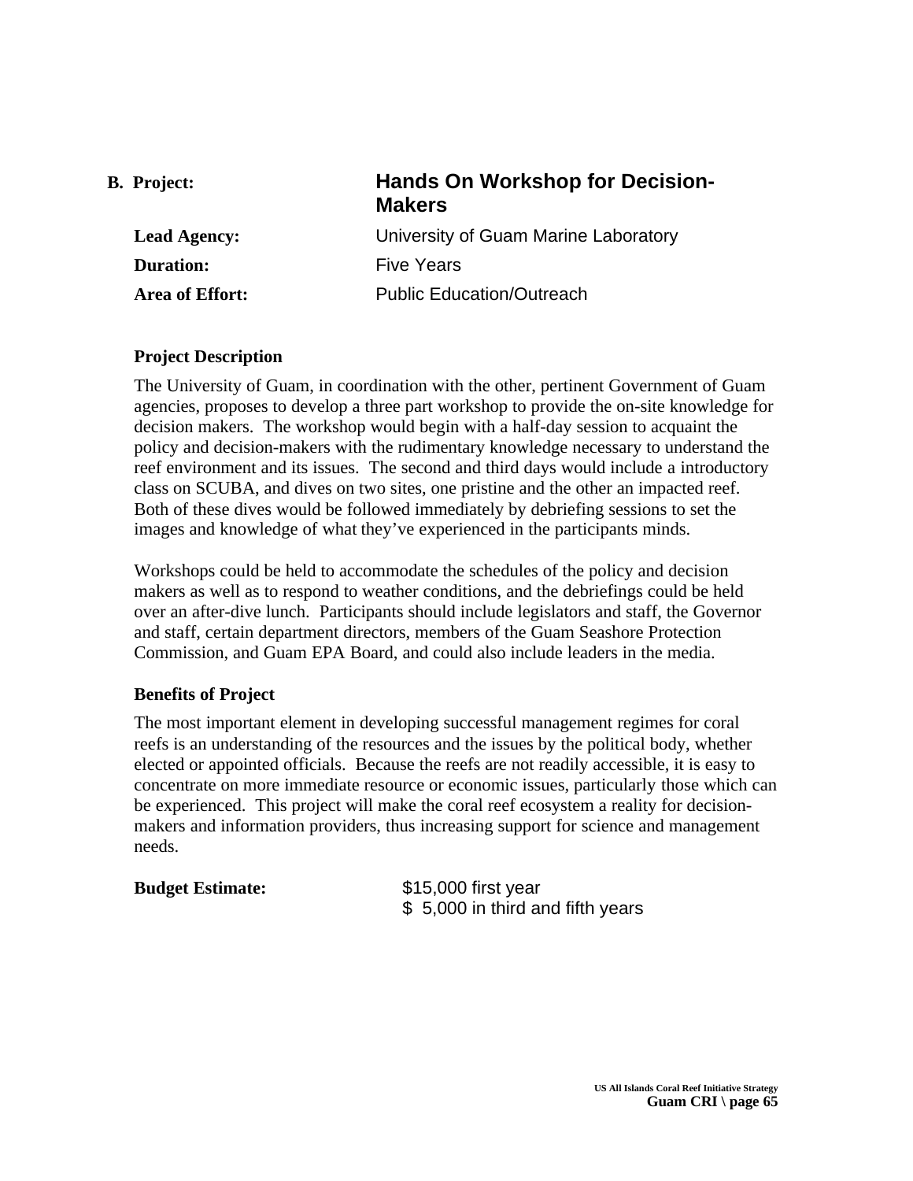**B. Project:** **Hands On Workshop for Decision-Makers**

**Lead Agency:** University of Guam Marine Laboratory

**Duration:** Five Years

**Area of Effort:** Public Education/Outreach

### Project Description

The University of Guam, in coordination with the other, pertinent Government of Guam agencies, proposes to develop a three part workshop to provide the on-site knowledge for decision makers. The workshop would begin with a half-day session to acquaint the policy and decision-makers with the rudimentary knowledge necessary to understand the reef environment and its issues. The second and third days would include a introductory class on SCUBA, and dives on two sites, one pristine and the other an impacted reef. Both of these dives would be followed immediately by debriefing sessions to set the images and knowledge of what they've experienced in the participants minds.

Workshops could be held to accommodate the schedules of the policy and decision makers as well as to respond to weather conditions, and the debriefings could be held over an after-dive lunch. Participants should include legislators and staff, the Governor and staff, certain department directors, members of the Guam Seashore Protection Commission, and Guam EPA Board, and could also include leaders in the media.

### Benefits of Project

The most important element in developing successful management regimes for coral reefs is an understanding of the resources and the issues by the political body, whether elected or appointed officials. Because the reefs are not readily accessible, it is easy to concentrate on more immediate resource or economic issues, particularly those which can be experienced. This project will make the coral reef ecosystem a reality for decision-makers and information providers, thus increasing support for science and management needs.

**Budget Estimate:** $15,000 first year
$ 5,000 in third and fifth years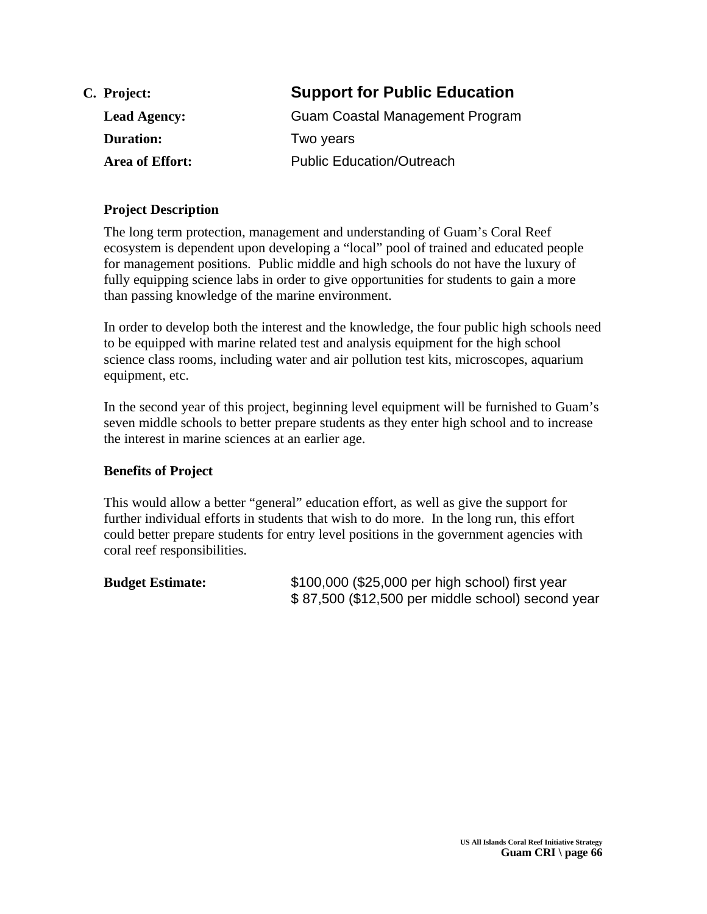**C. Project:** **Support for Public Education**

**Lead Agency:** Guam Coastal Management Program

**Duration:** Two years

**Area of Effort:** Public Education/Outreach

**Project Description**

The long term protection, management and understanding of Guam's Coral Reef ecosystem is dependent upon developing a "local" pool of trained and educated people for management positions. Public middle and high schools do not have the luxury of fully equipping science labs in order to give opportunities for students to gain a more than passing knowledge of the marine environment.

In order to develop both the interest and the knowledge, the four public high schools need to be equipped with marine related test and analysis equipment for the high school science class rooms, including water and air pollution test kits, microscopes, aquarium equipment, etc.

In the second year of this project, beginning level equipment will be furnished to Guam's seven middle schools to better prepare students as they enter high school and to increase the interest in marine sciences at an earlier age.

**Benefits of Project**

This would allow a better "general" education effort, as well as give the support for further individual efforts in students that wish to do more. In the long run, this effort could better prepare students for entry level positions in the government agencies with coral reef responsibilities.

**Budget Estimate:** $100,000 ($25,000 per high school) first year
$ 87,500 ($12,500 per middle school) second year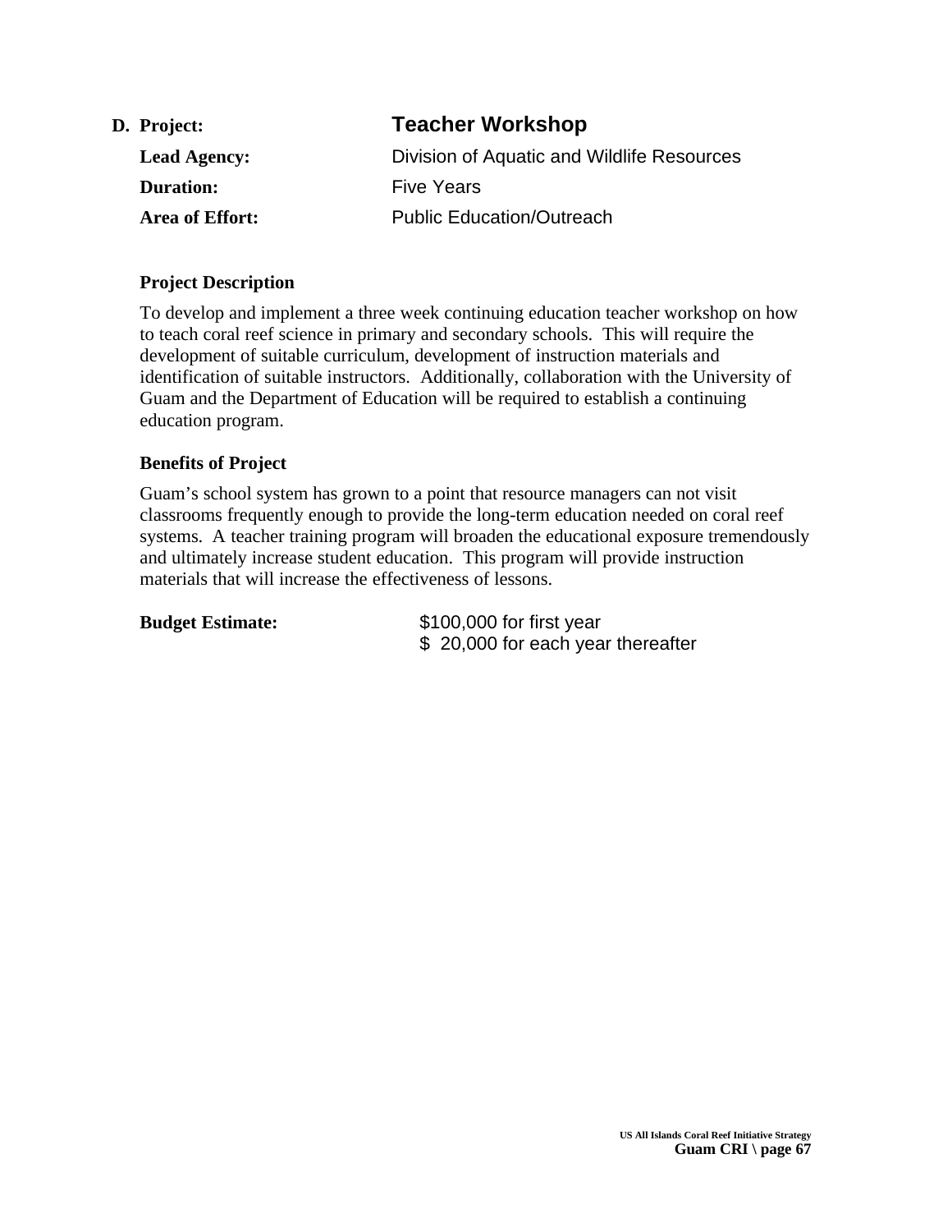**D. Project:** **Teacher Workshop**

**Lead Agency:** Division of Aquatic and Wildlife Resources

**Duration:** Five Years

**Area of Effort:** Public Education/Outreach

**Project Description**

To develop and implement a three week continuing education teacher workshop on how to teach coral reef science in primary and secondary schools. This will require the development of suitable curriculum, development of instruction materials and identification of suitable instructors. Additionally, collaboration with the University of Guam and the Department of Education will be required to establish a continuing education program.

**Benefits of Project**

Guam's school system has grown to a point that resource managers can not visit classrooms frequently enough to provide the long-term education needed on coral reef systems. A teacher training program will broaden the educational exposure tremendously and ultimately increase student education. This program will provide instruction materials that will increase the effectiveness of lessons.

**Budget Estimate:** $100,000 for first year
$ 20,000 for each year thereafter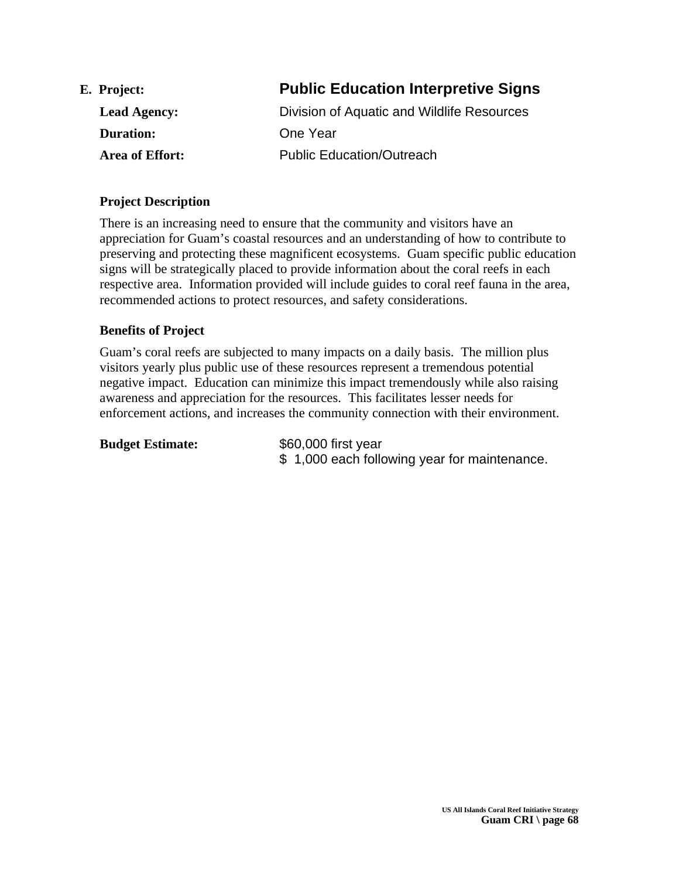**E. Project:** **Public Education Interpretive Signs**

**Lead Agency:** Division of Aquatic and Wildlife Resources

**Duration:** One Year

**Area of Effort:** Public Education/Outreach

**Project Description**

There is an increasing need to ensure that the community and visitors have an appreciation for Guam's coastal resources and an understanding of how to contribute to preserving and protecting these magnificent ecosystems. Guam specific public education signs will be strategically placed to provide information about the coral reefs in each respective area. Information provided will include guides to coral reef fauna in the area, recommended actions to protect resources, and safety considerations.

**Benefits of Project**

Guam's coral reefs are subjected to many impacts on a daily basis. The million plus visitors yearly plus public use of these resources represent a tremendous potential negative impact. Education can minimize this impact tremendously while also raising awareness and appreciation for the resources. This facilitates lesser needs for enforcement actions, and increases the community connection with their environment.

**Budget Estimate:** $60,000 first year
$ 1,000 each following year for maintenance.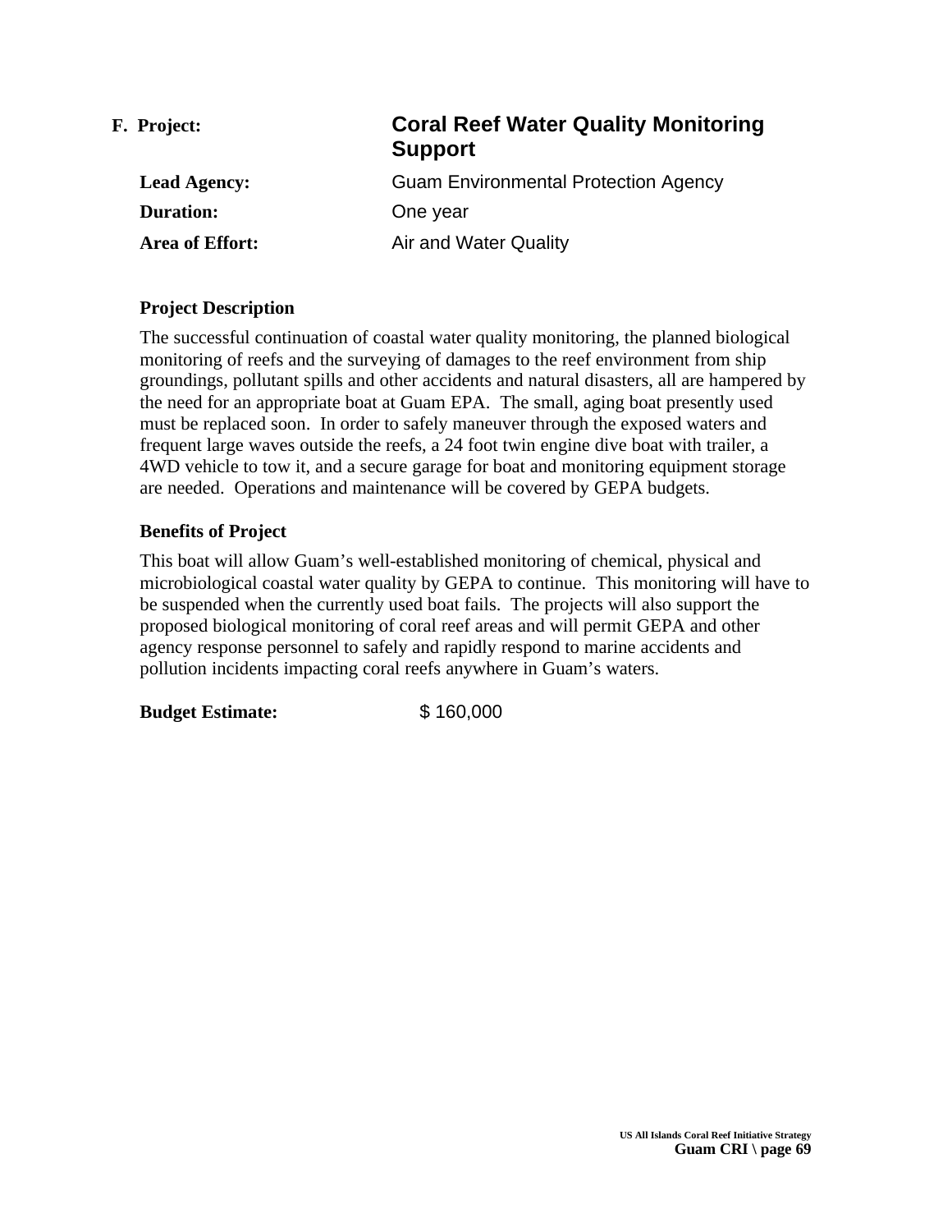**F. Project:** **Coral Reef Water Quality Monitoring Support**

**Lead Agency:** Guam Environmental Protection Agency

**Duration:** One year

**Area of Effort:** Air and Water Quality

**Project Description**

The successful continuation of coastal water quality monitoring, the planned biological monitoring of reefs and the surveying of damages to the reef environment from ship groundings, pollutant spills and other accidents and natural disasters, all are hampered by the need for an appropriate boat at Guam EPA. The small, aging boat presently used must be replaced soon. In order to safely maneuver through the exposed waters and frequent large waves outside the reefs, a 24 foot twin engine dive boat with trailer, a 4WD vehicle to tow it, and a secure garage for boat and monitoring equipment storage are needed. Operations and maintenance will be covered by GEPA budgets.

**Benefits of Project**

This boat will allow Guam's well-established monitoring of chemical, physical and microbiological coastal water quality by GEPA to continue. This monitoring will have to be suspended when the currently used boat fails. The projects will also support the proposed biological monitoring of coral reef areas and will permit GEPA and other agency response personnel to safely and rapidly respond to marine accidents and pollution incidents impacting coral reefs anywhere in Guam's waters.

**Budget Estimate:** $ 160,000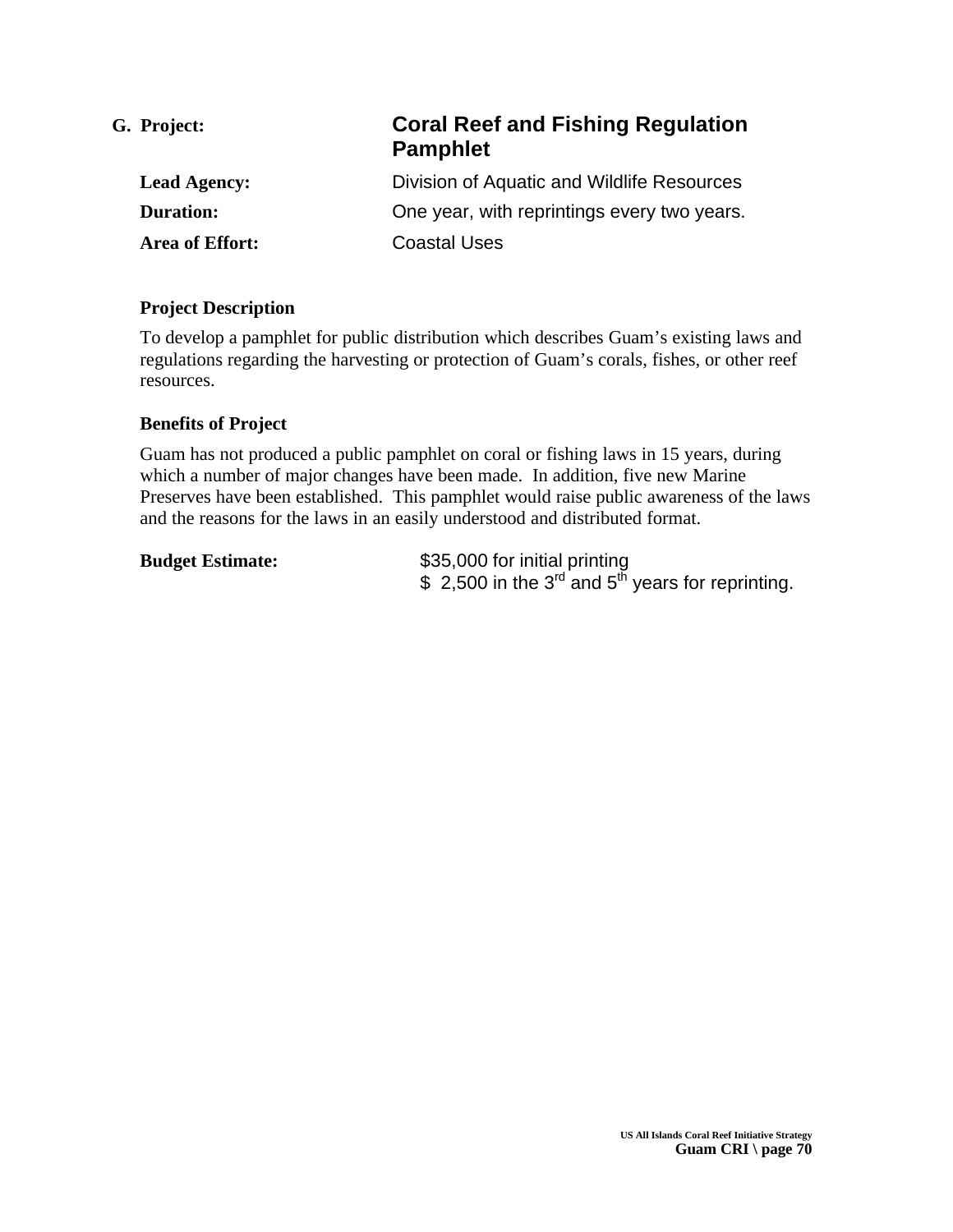**G. Project:** **Coral Reef and Fishing Regulation Pamphlet**

**Lead Agency:** Division of Aquatic and Wildlife Resources

**Duration:** One year, with reprintings every two years.

**Area of Effort:** Coastal Uses

### Project Description

To develop a pamphlet for public distribution which describes Guam's existing laws and regulations regarding the harvesting or protection of Guam's corals, fishes, or other reef resources.

### Benefits of Project

Guam has not produced a public pamphlet on coral or fishing laws in 15 years, during which a number of major changes have been made. In addition, five new Marine Preserves have been established. This pamphlet would raise public awareness of the laws and the reasons for the laws in an easily understood and distributed format.

**Budget Estimate:** $35,000 for initial printing
$ 2,500 in the 3rd and 5th years for reprinting.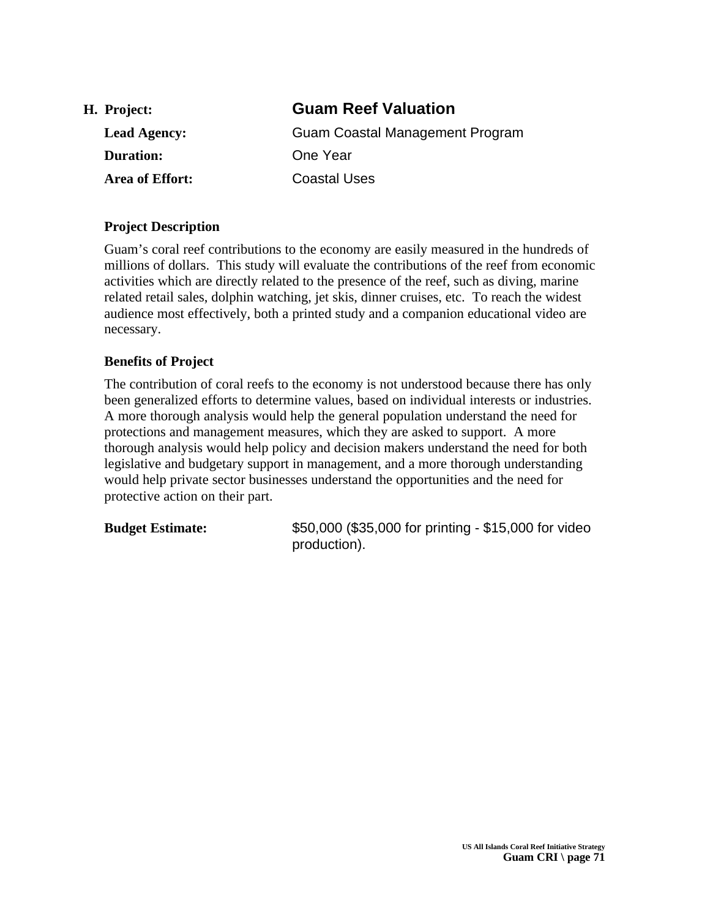**H. Project:** **Guam Reef Valuation**

**Lead Agency:** Guam Coastal Management Program

**Duration:** One Year

**Area of Effort:** Coastal Uses

### Project Description

Guam's coral reef contributions to the economy are easily measured in the hundreds of millions of dollars. This study will evaluate the contributions of the reef from economic activities which are directly related to the presence of the reef, such as diving, marine related retail sales, dolphin watching, jet skis, dinner cruises, etc. To reach the widest audience most effectively, both a printed study and a companion educational video are necessary.

### Benefits of Project

The contribution of coral reefs to the economy is not understood because there has only been generalized efforts to determine values, based on individual interests or industries. A more thorough analysis would help the general population understand the need for protections and management measures, which they are asked to support. A more thorough analysis would help policy and decision makers understand the need for both legislative and budgetary support in management, and a more thorough understanding would help private sector businesses understand the opportunities and the need for protective action on their part.

**Budget Estimate:** $50,000 ($35,000 for printing - $15,000 for video production).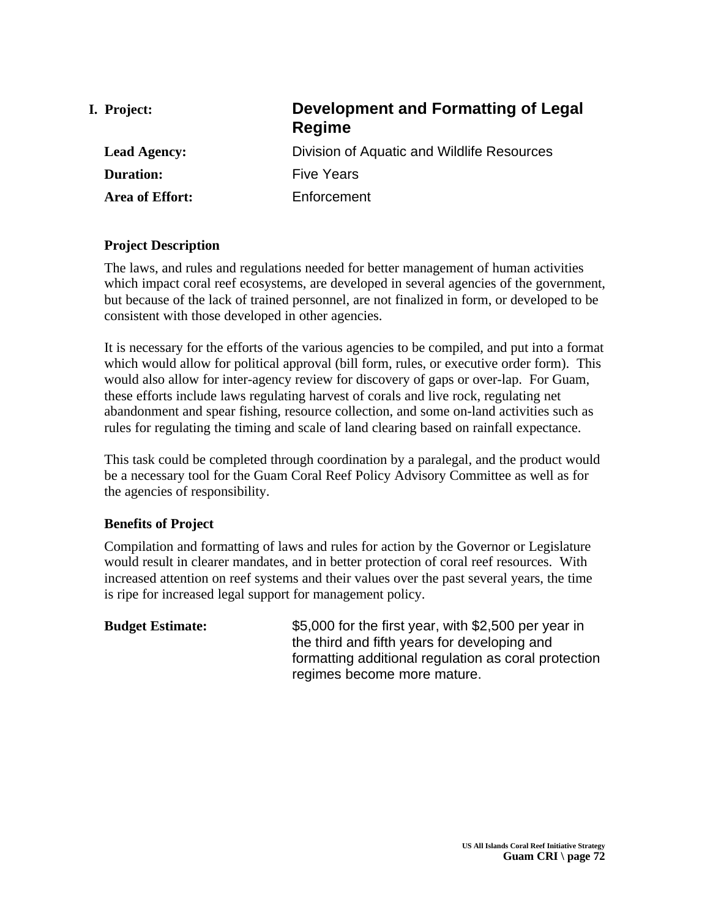## I. Project: Development and Formatting of Legal Regime

**Lead Agency:** Division of Aquatic and Wildlife Resources

**Duration:** Five Years

**Area of Effort:** Enforcement

### Project Description

The laws, and rules and regulations needed for better management of human activities which impact coral reef ecosystems, are developed in several agencies of the government, but because of the lack of trained personnel, are not finalized in form, or developed to be consistent with those developed in other agencies.

It is necessary for the efforts of the various agencies to be compiled, and put into a format which would allow for political approval (bill form, rules, or executive order form). This would also allow for inter-agency review for discovery of gaps or over-lap. For Guam, these efforts include laws regulating harvest of corals and live rock, regulating net abandonment and spear fishing, resource collection, and some on-land activities such as rules for regulating the timing and scale of land clearing based on rainfall expectance.

This task could be completed through coordination by a paralegal, and the product would be a necessary tool for the Guam Coral Reef Policy Advisory Committee as well as for the agencies of responsibility.

### Benefits of Project

Compilation and formatting of laws and rules for action by the Governor or Legislature would result in clearer mandates, and in better protection of coral reef resources. With increased attention on reef systems and their values over the past several years, the time is ripe for increased legal support for management policy.

**Budget Estimate:** $5,000 for the first year, with $2,500 per year in the third and fifth years for developing and formatting additional regulation as coral protection regimes become more mature.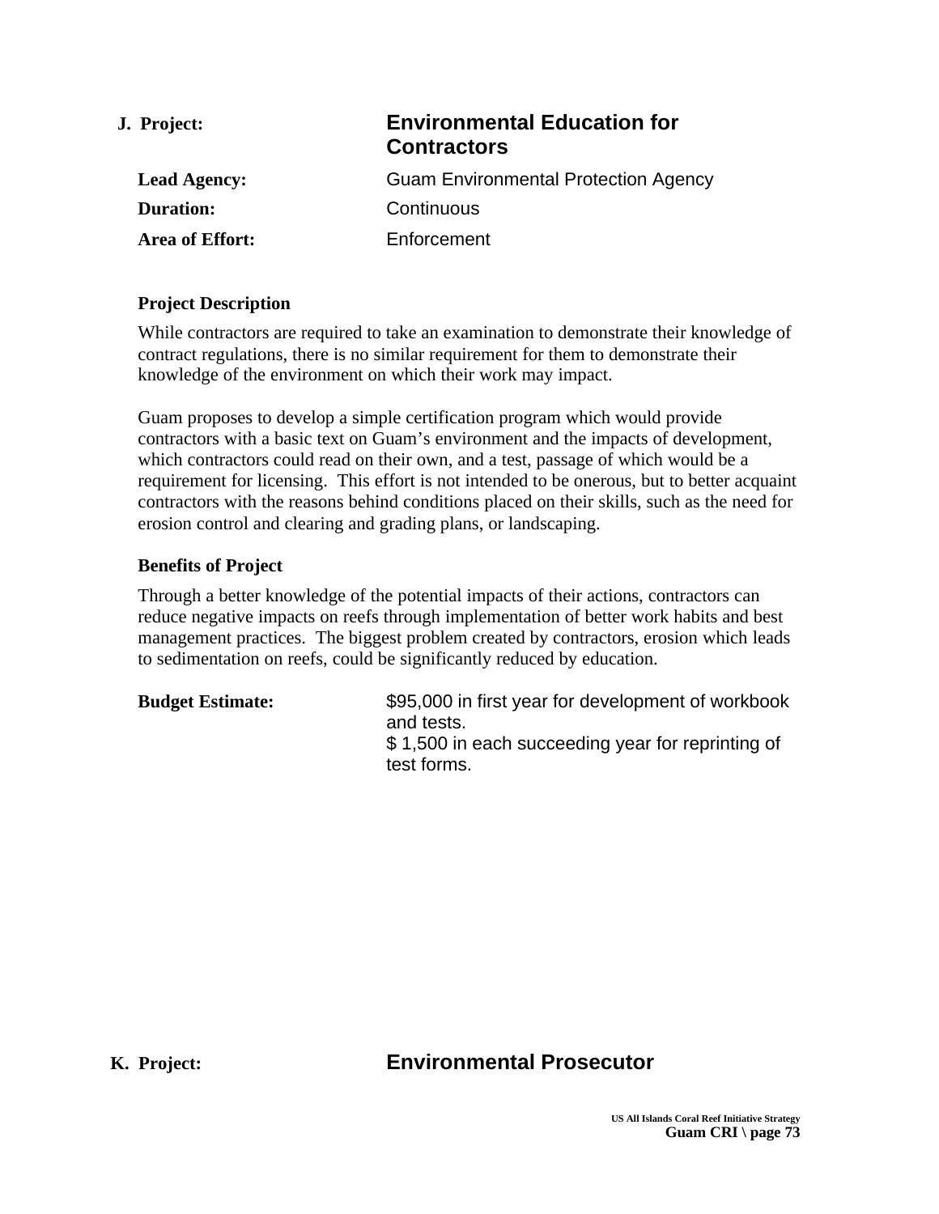## J. Project: Environmental Education for Contractors

**Lead Agency:** Guam Environmental Protection Agency

**Duration:** Continuous

**Area of Effort:** Enforcement

### Project Description

While contractors are required to take an examination to demonstrate their knowledge of contract regulations, there is no similar requirement for them to demonstrate their knowledge of the environment on which their work may impact.

Guam proposes to develop a simple certification program which would provide contractors with a basic text on Guam's environment and the impacts of development, which contractors could read on their own, and a test, passage of which would be a requirement for licensing. This effort is not intended to be onerous, but to better acquaint contractors with the reasons behind conditions placed on their skills, such as the need for erosion control and clearing and grading plans, or landscaping.

### Benefits of Project

Through a better knowledge of the potential impacts of their actions, contractors can reduce negative impacts on reefs through implementation of better work habits and best management practices. The biggest problem created by contractors, erosion which leads to sedimentation on reefs, could be significantly reduced by education.

**Budget Estimate:** $95,000 in first year for development of workbook and tests.
$ 1,500 in each succeeding year for reprinting of test forms.

## K. Project: Environmental Prosecutor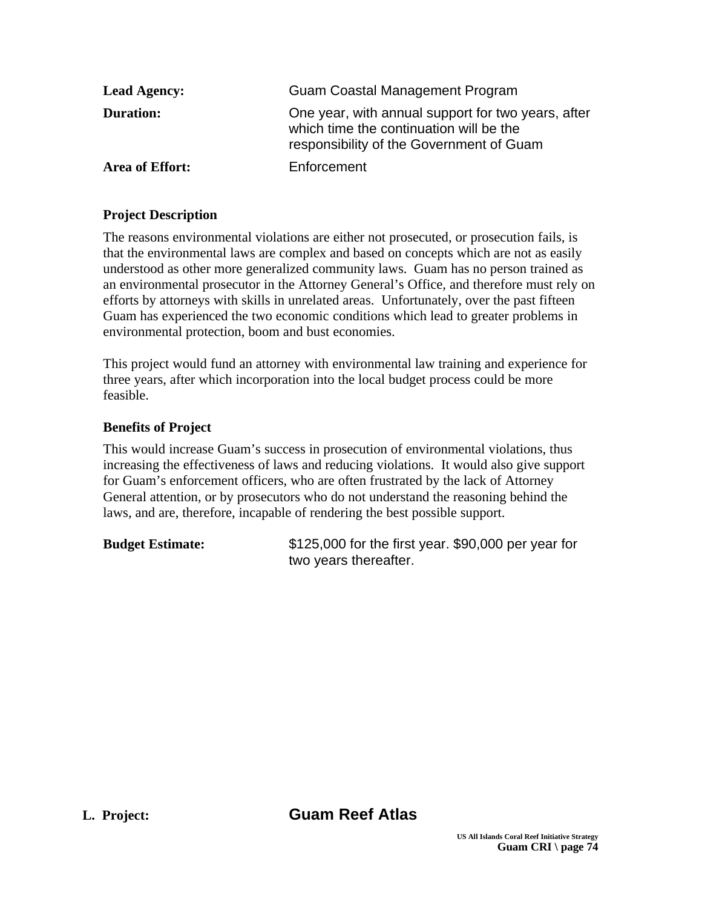**Lead Agency:** Guam Coastal Management Program

**Duration:** One year, with annual support for two years, after which time the continuation will be the responsibility of the Government of Guam

**Area of Effort:** Enforcement

### Project Description

The reasons environmental violations are either not prosecuted, or prosecution fails, is that the environmental laws are complex and based on concepts which are not as easily understood as other more generalized community laws. Guam has no person trained as an environmental prosecutor in the Attorney General's Office, and therefore must rely on efforts by attorneys with skills in unrelated areas. Unfortunately, over the past fifteen Guam has experienced the two economic conditions which lead to greater problems in environmental protection, boom and bust economies.

This project would fund an attorney with environmental law training and experience for three years, after which incorporation into the local budget process could be more feasible.

### Benefits of Project

This would increase Guam's success in prosecution of environmental violations, thus increasing the effectiveness of laws and reducing violations. It would also give support for Guam's enforcement officers, who are often frustrated by the lack of Attorney General attention, or by prosecutors who do not understand the reasoning behind the laws, and are, therefore, incapable of rendering the best possible support.

**Budget Estimate:** $125,000 for the first year. $90,000 per year for two years thereafter.

## L. Project: Guam Reef Atlas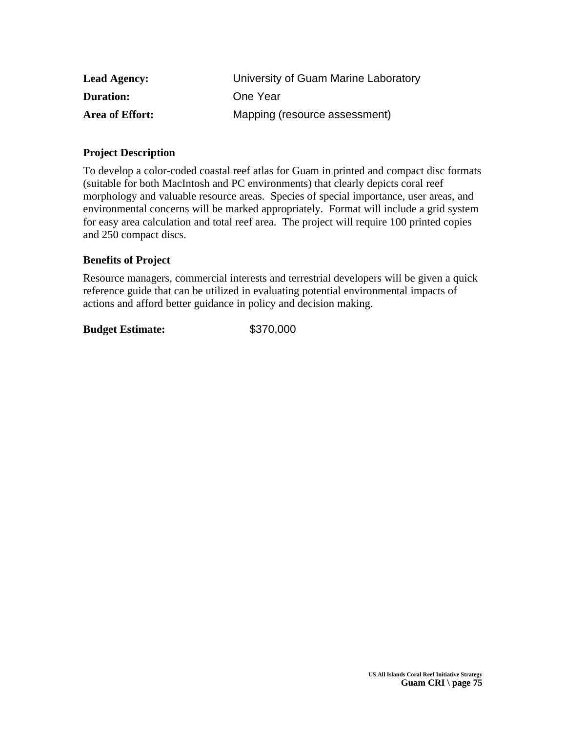**Lead Agency:** University of Guam Marine Laboratory

**Duration:** One Year

**Area of Effort:** Mapping (resource assessment)

**Project Description**

To develop a color-coded coastal reef atlas for Guam in printed and compact disc formats (suitable for both MacIntosh and PC environments) that clearly depicts coral reef morphology and valuable resource areas. Species of special importance, user areas, and environmental concerns will be marked appropriately. Format will include a grid system for easy area calculation and total reef area. The project will require 100 printed copies and 250 compact discs.

**Benefits of Project**

Resource managers, commercial interests and terrestrial developers will be given a quick reference guide that can be utilized in evaluating potential environmental impacts of actions and afford better guidance in policy and decision making.

**Budget Estimate:** $370,000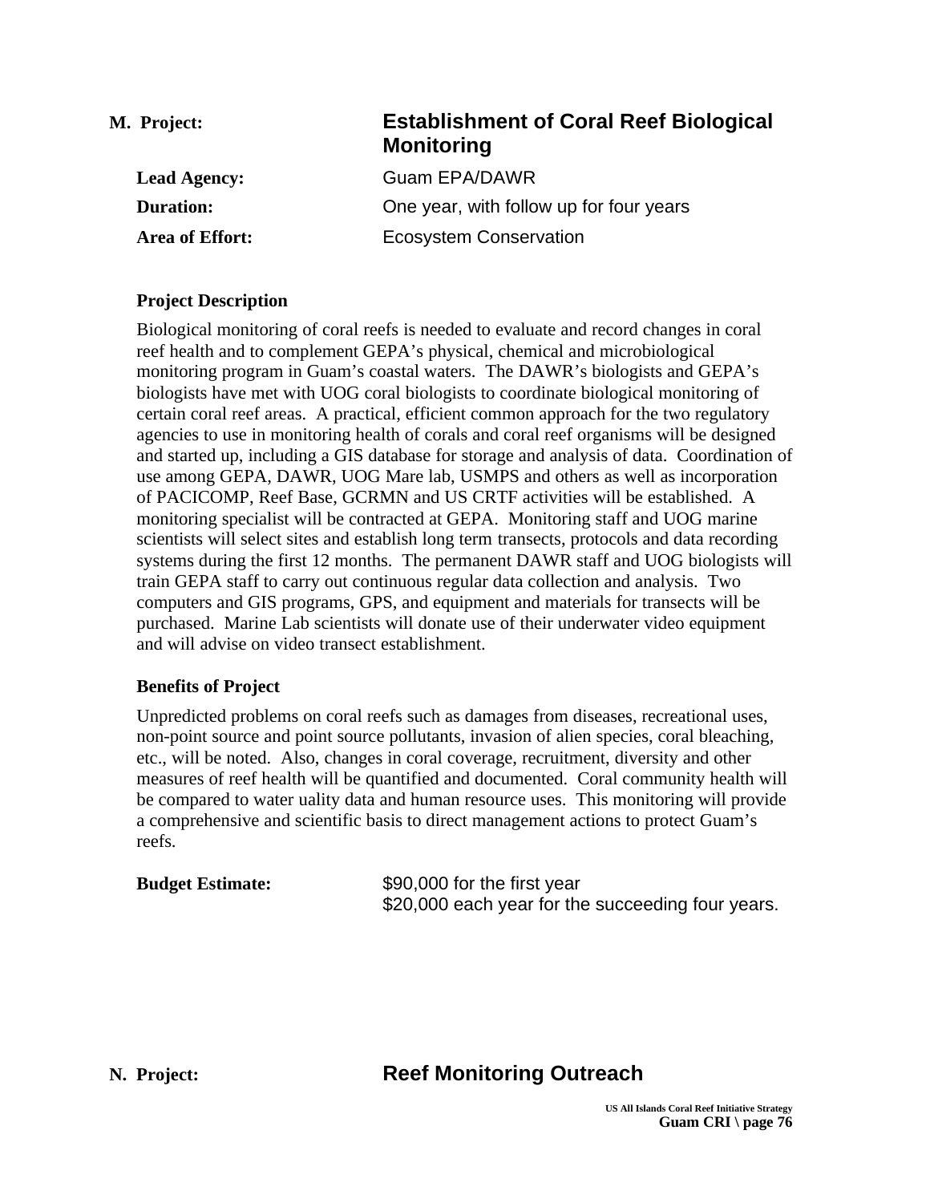**M. Project:** **Establishment of Coral Reef Biological Monitoring**

**Lead Agency:** Guam EPA/DAWR

**Duration:** One year, with follow up for four years

**Area of Effort:** Ecosystem Conservation

**Project Description**

Biological monitoring of coral reefs is needed to evaluate and record changes in coral reef health and to complement GEPA's physical, chemical and microbiological monitoring program in Guam's coastal waters. The DAWR's biologists and GEPA's biologists have met with UOG coral biologists to coordinate biological monitoring of certain coral reef areas. A practical, efficient common approach for the two regulatory agencies to use in monitoring health of corals and coral reef organisms will be designed and started up, including a GIS database for storage and analysis of data. Coordination of use among GEPA, DAWR, UOG Mare lab, USMPS and others as well as incorporation of PACICOMP, Reef Base, GCRMN and US CRTF activities will be established. A monitoring specialist will be contracted at GEPA. Monitoring staff and UOG marine scientists will select sites and establish long term transects, protocols and data recording systems during the first 12 months. The permanent DAWR staff and UOG biologists will train GEPA staff to carry out continuous regular data collection and analysis. Two computers and GIS programs, GPS, and equipment and materials for transects will be purchased. Marine Lab scientists will donate use of their underwater video equipment and will advise on video transect establishment.

**Benefits of Project**

Unpredicted problems on coral reefs such as damages from diseases, recreational uses, non-point source and point source pollutants, invasion of alien species, coral bleaching, etc., will be noted. Also, changes in coral coverage, recruitment, diversity and other measures of reef health will be quantified and documented. Coral community health will be compared to water uality data and human resource uses. This monitoring will provide a comprehensive and scientific basis to direct management actions to protect Guam's reefs.

**Budget Estimate:** $90,000 for the first year
$20,000 each year for the succeeding four years.

**N. Project:** **Reef Monitoring Outreach**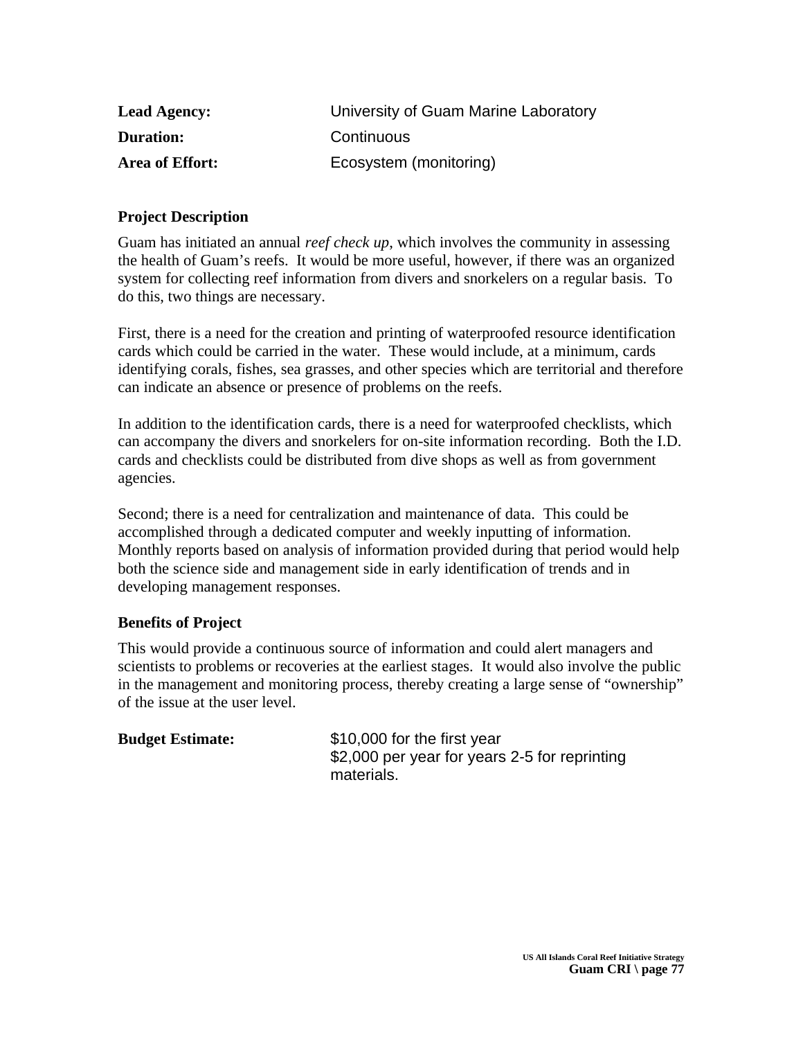**Lead Agency:** University of Guam Marine Laboratory

**Duration:** Continuous

**Area of Effort:** Ecosystem (monitoring)

**Project Description**

Guam has initiated an annual *reef check up*, which involves the community in assessing the health of Guam's reefs. It would be more useful, however, if there was an organized system for collecting reef information from divers and snorkelers on a regular basis. To do this, two things are necessary.

First, there is a need for the creation and printing of waterproofed resource identification cards which could be carried in the water. These would include, at a minimum, cards identifying corals, fishes, sea grasses, and other species which are territorial and therefore can indicate an absence or presence of problems on the reefs.

In addition to the identification cards, there is a need for waterproofed checklists, which can accompany the divers and snorkelers for on-site information recording. Both the I.D. cards and checklists could be distributed from dive shops as well as from government agencies.

Second; there is a need for centralization and maintenance of data. This could be accomplished through a dedicated computer and weekly inputting of information. Monthly reports based on analysis of information provided during that period would help both the science side and management side in early identification of trends and in developing management responses.

**Benefits of Project**

This would provide a continuous source of information and could alert managers and scientists to problems or recoveries at the earliest stages. It would also involve the public in the management and monitoring process, thereby creating a large sense of "ownership" of the issue at the user level.

**Budget Estimate:** $10,000 for the first year
$2,000 per year for years 2-5 for reprinting materials.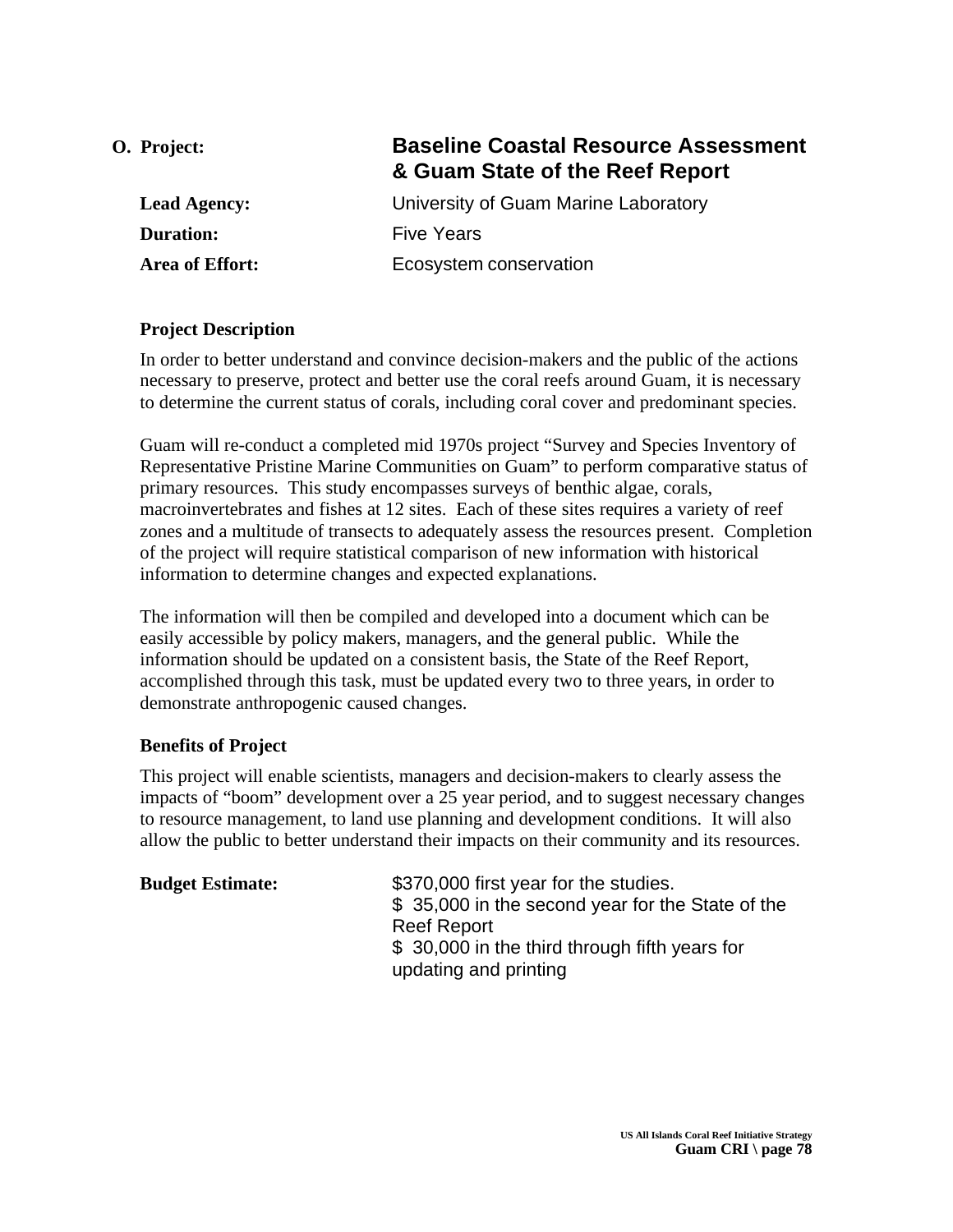**O. Project:** **Baseline Coastal Resource Assessment & Guam State of the Reef Report**

**Lead Agency:** University of Guam Marine Laboratory

**Duration:** Five Years

**Area of Effort:** Ecosystem conservation

**Project Description**

In order to better understand and convince decision-makers and the public of the actions necessary to preserve, protect and better use the coral reefs around Guam, it is necessary to determine the current status of corals, including coral cover and predominant species.

Guam will re-conduct a completed mid 1970s project "Survey and Species Inventory of Representative Pristine Marine Communities on Guam" to perform comparative status of primary resources. This study encompasses surveys of benthic algae, corals, macroinvertebrates and fishes at 12 sites. Each of these sites requires a variety of reef zones and a multitude of transects to adequately assess the resources present. Completion of the project will require statistical comparison of new information with historical information to determine changes and expected explanations.

The information will then be compiled and developed into a document which can be easily accessible by policy makers, managers, and the general public. While the information should be updated on a consistent basis, the State of the Reef Report, accomplished through this task, must be updated every two to three years, in order to demonstrate anthropogenic caused changes.

**Benefits of Project**

This project will enable scientists, managers and decision-makers to clearly assess the impacts of "boom" development over a 25 year period, and to suggest necessary changes to resource management, to land use planning and development conditions. It will also allow the public to better understand their impacts on their community and its resources.

**Budget Estimate:**

$370,000 first year for the studies.
$ 35,000 in the second year for the State of the Reef Report
$ 30,000 in the third through fifth years for updating and printing